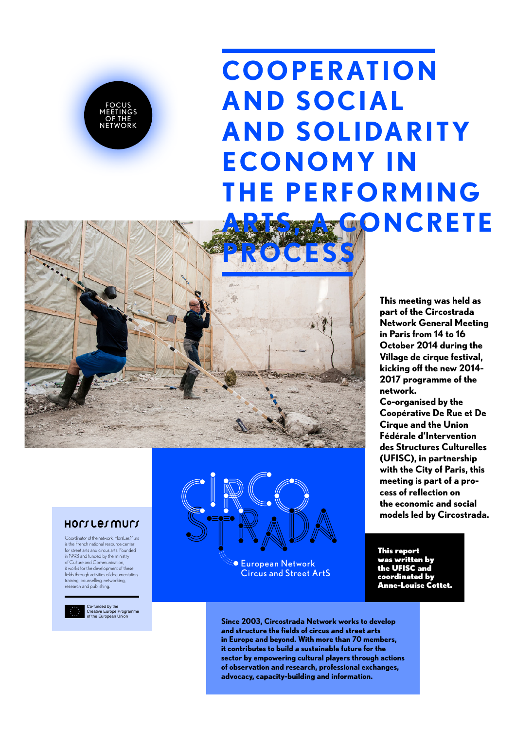FOCUS MEETINGS OF THE NETWORK

# COOPERATION AND SOCIAL AND SOLIDARITY ECONOMY IN THE PERFORMING ARTS, A CONCRETE PROCESS

**This meeting was held as part of the Circostrada Network General Meeting in Paris from 14 to 16 October 2014 during the Village de cirque festival, kicking off the new 2014-2017 programme of the network.**
**Co-organised by the Coopérative De Rue et De Cirque and the Union Fédérale d'Intervention des Structures Culturelles (UFISC), in partnership with the City of Paris, this meeting is part of a process of reflection on the economic and social models led by Circostrada.**

**This report was written by the UFISC and coordinated by Anne-Louise Cottet.**

HorsLesMurs

Coordinator of the network, HorsLesMurs is the French national resource center for street arts and circus arts. Founded in 1993 and funded by the ministry of Culture and Communication, it works for the development of these fields through activities of documentation, training, counselling, networking, research and publishing.

Co-funded by the Creative Europe Programme of the European Union

CIRCOSTRADA
European Network Circus and Street ArtS

**Since 2003, Circostrada Network works to develop and structure the fields of circus and street arts in Europe and beyond. With more than 70 members, it contributes to build a sustainable future for the sector by empowering cultural players through actions of observation and research, professional exchanges, advocacy, capacity-building and information.**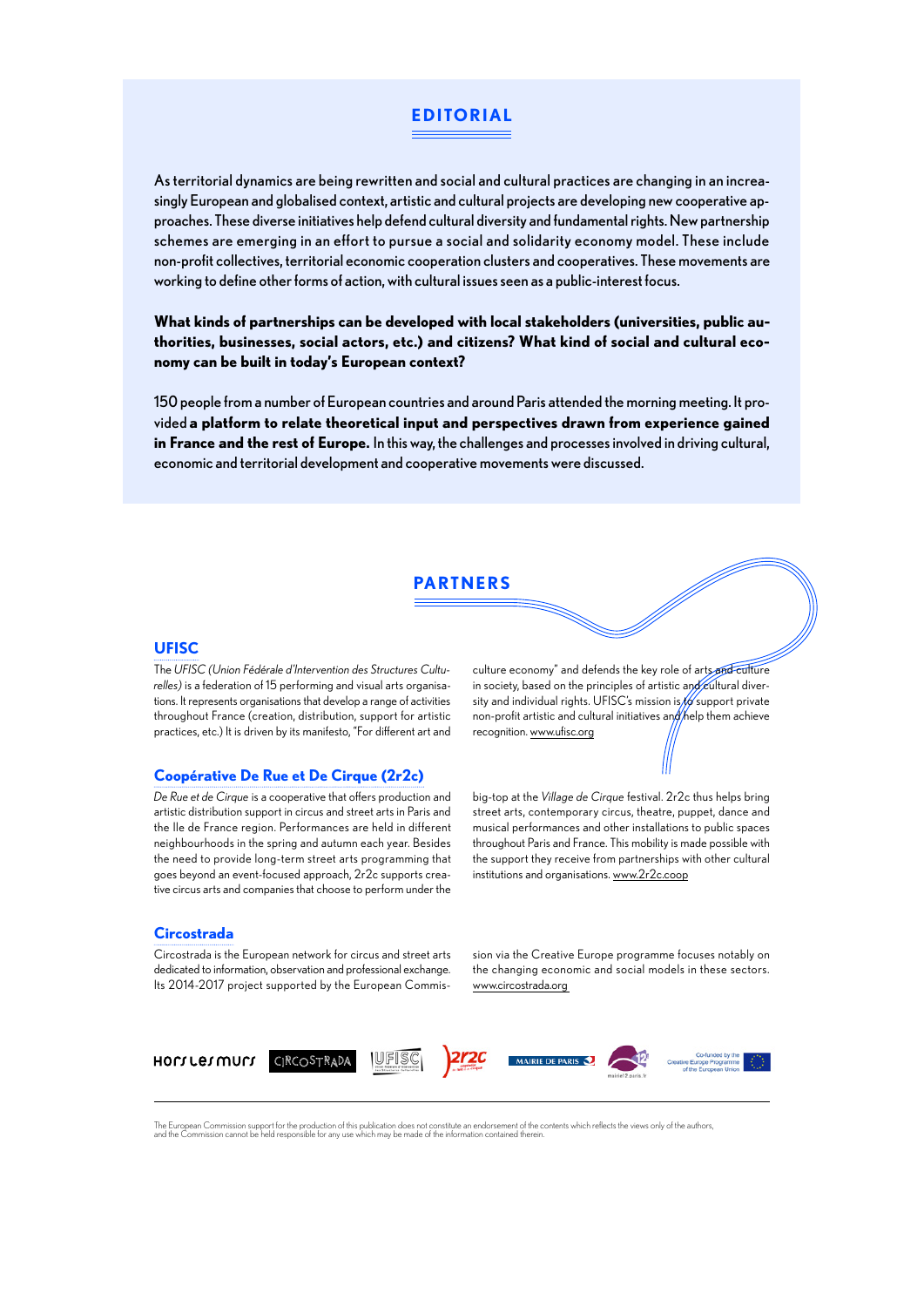## EDITORIAL

As territorial dynamics are being rewritten and social and cultural practices are changing in an increasingly European and globalised context, artistic and cultural projects are developing new cooperative approaches. These diverse initiatives help defend cultural diversity and fundamental rights. New partnership schemes are emerging in an effort to pursue a social and solidarity economy model. These include non-profit collectives, territorial economic cooperation clusters and cooperatives. These movements are working to define other forms of action, with cultural issues seen as a public-interest focus.

**What kinds of partnerships can be developed with local stakeholders (universities, public authorities, businesses, social actors, etc.) and citizens? What kind of social and cultural economy can be built in today's European context?**

150 people from a number of European countries and around Paris attended the morning meeting. It provided **a platform to relate theoretical input and perspectives drawn from experience gained in France and the rest of Europe.** In this way, the challenges and processes involved in driving cultural, economic and territorial development and cooperative movements were discussed.

## PARTNERS

### UFISC

The *UFISC (Union Fédérale d'Intervention des Structures Culturelles)* is a federation of 15 performing and visual arts organisations. It represents organisations that develop a range of activities throughout France (creation, distribution, support for artistic practices, etc.) It is driven by its manifesto, "For different art and culture economy" and defends the key role of arts and culture in society, based on the principles of artistic and cultural diversity and individual rights. UFISC's mission is to support private non-profit artistic and cultural initiatives and help them achieve recognition. www.ufisc.org

### Coopérative De Rue et De Cirque (2r2c)

*De Rue et de Cirque* is a cooperative that offers production and artistic distribution support in circus and street arts in Paris and the Ile de France region. Performances are held in different neighbourhoods in the spring and autumn each year. Besides the need to provide long-term street arts programming that goes beyond an event-focused approach, 2r2c supports creative circus arts and companies that choose to perform under the big-top at the *Village de Cirque* festival. 2r2c thus helps bring street arts, contemporary circus, theatre, puppet, dance and musical performances and other installations to public spaces throughout Paris and France. This mobility is made possible with the support they receive from partnerships with other cultural institutions and organisations. www.2r2c.coop

### Circostrada

Circostrada is the European network for circus and street arts dedicated to information, observation and professional exchange. Its 2014-2017 project supported by the European Commission via the Creative Europe programme focuses notably on the changing economic and social models in these sectors. www.circostrada.org

The European Commission support for the production of this publication does not constitute an endorsement of the contents which reflects the views only of the authors, and the Commission cannot be held responsible for any use which may be made of the information contained therein.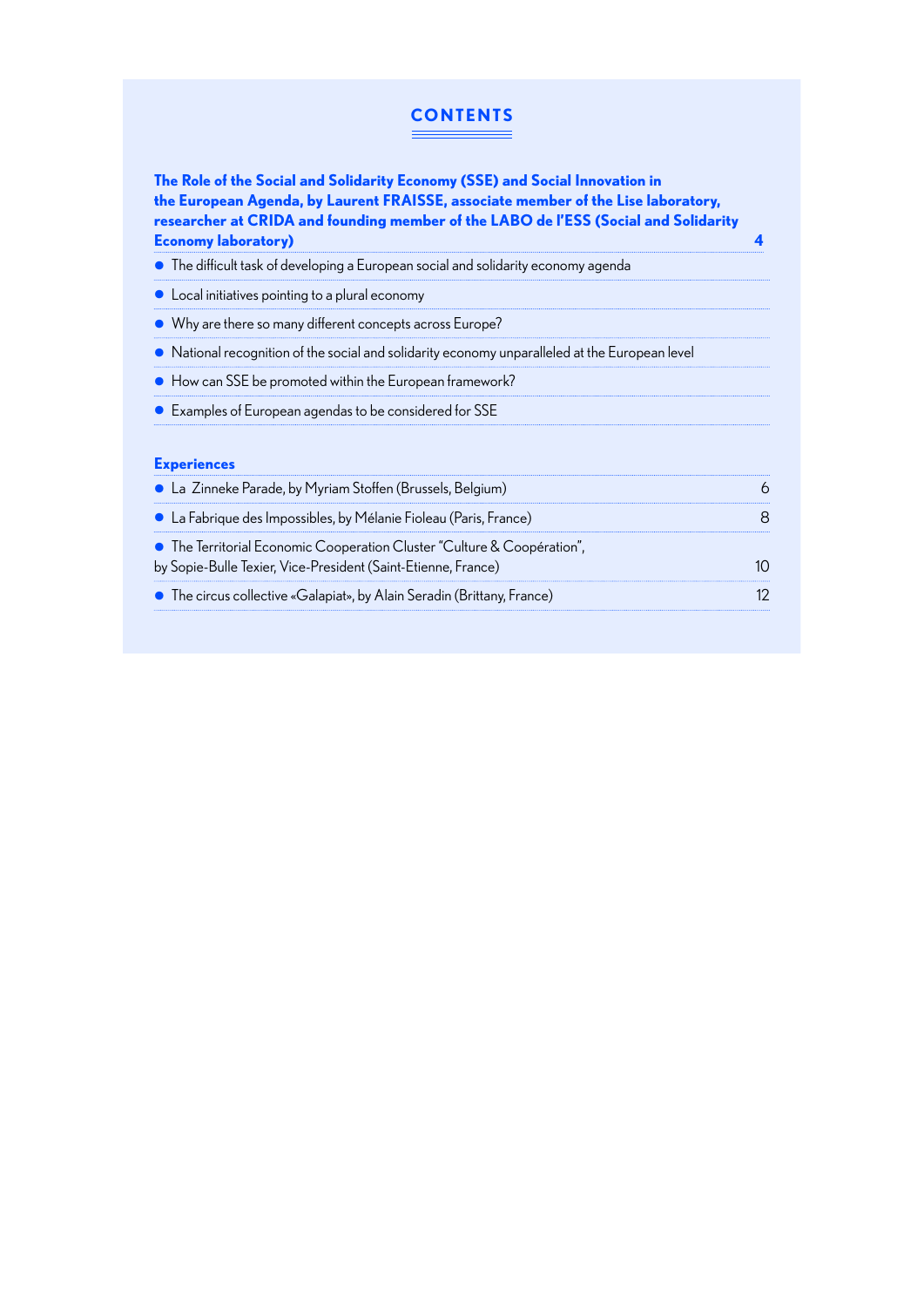# CONTENTS

**The Role of the Social and Solidarity Economy (SSE) and Social Innovation in the European Agenda, by Laurent FRAISSE, associate member of the Lise laboratory, researcher at CRIDA and founding member of the LABO de l'ESS (Social and Solidarity Economy laboratory)** **4**

- The difficult task of developing a European social and solidarity economy agenda
- Local initiatives pointing to a plural economy
- Why are there so many different concepts across Europe?
- National recognition of the social and solidarity economy unparalleled at the European level
- How can SSE be promoted within the European framework?
- Examples of European agendas to be considered for SSE

**Experiences**

- La Zinneke Parade, by Myriam Stoffen (Brussels, Belgium) 6
- La Fabrique des Impossibles, by Mélanie Fioleau (Paris, France) 8
- The Territorial Economic Cooperation Cluster "Culture & Coopération", by Sopie-Bulle Texier, Vice-President (Saint-Etienne, France) 10
- The circus collective «Galapiat», by Alain Seradin (Brittany, France) 12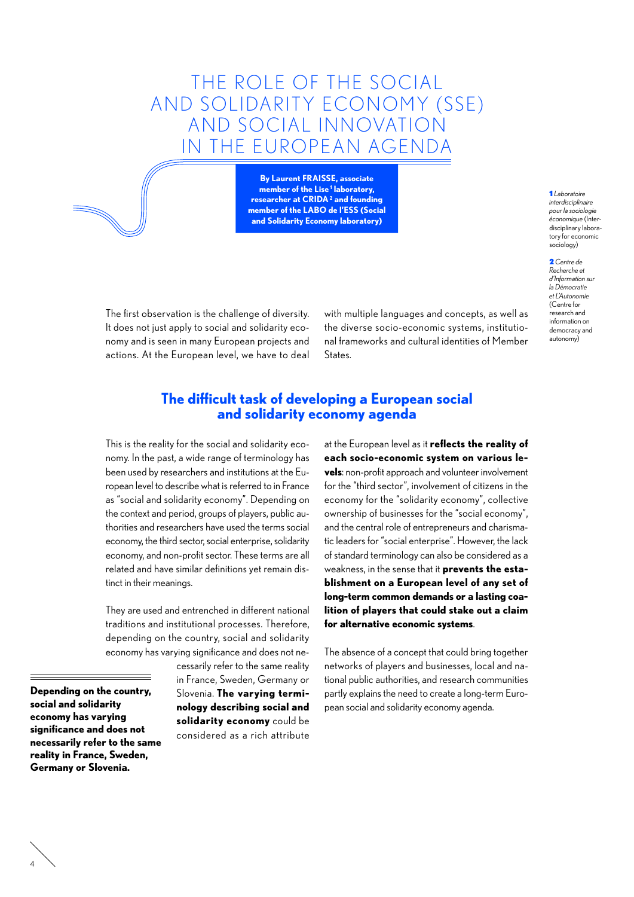# THE ROLE OF THE SOCIAL AND SOLIDARITY ECONOMY (SSE) AND SOCIAL INNOVATION IN THE EUROPEAN AGENDA

**By Laurent FRAISSE, associate member of the Lise[1] laboratory, researcher at CRIDA[2] and founding member of the LABO de l'ESS (Social and Solidarity Economy laboratory)**

The first observation is the challenge of diversity. It does not just apply to social and solidarity economy and is seen in many European projects and actions. At the European level, we have to deal with multiple languages and concepts, as well as the diverse socio-economic systems, institutional frameworks and cultural identities of Member States.

## The difficult task of developing a European social and solidarity economy agenda

This is the reality for the social and solidarity economy. In the past, a wide range of terminology has been used by researchers and institutions at the European level to describe what is referred to in France as "social and solidarity economy". Depending on the context and period, groups of players, public authorities and researchers have used the terms social economy, the third sector, social enterprise, solidarity economy, and non-profit sector. These terms are all related and have similar definitions yet remain distinct in their meanings.

They are used and entrenched in different national traditions and institutional processes. Therefore, depending on the country, social and solidarity economy has varying significance and does not necessarily refer to the same reality in France, Sweden, Germany or Slovenia. **The varying terminology describing social and solidarity economy** could be considered as a rich attribute at the European level as it **reflects the reality of each socio-economic system on various levels**: non-profit approach and volunteer involvement for the "third sector", involvement of citizens in the economy for the "solidarity economy", collective ownership of businesses for the "social economy", and the central role of entrepreneurs and charismatic leaders for "social enterprise". However, the lack of standard terminology can also be considered as a weakness, in the sense that it **prevents the establishment on a European level of any set of long-term common demands or a lasting coalition of players that could stake out a claim for alternative economic systems**.

**Depending on the country, social and solidarity economy has varying significance and does not necessarily refer to the same reality in France, Sweden, Germany or Slovenia.**

The absence of a concept that could bring together networks of players and businesses, local and national public authorities, and research communities partly explains the need to create a long-term European social and solidarity economy agenda.

[1] *Laboratoire interdisciplinaire pour la sociologie économique* (Interdisciplinary laboratory for economic sociology)

[2] *Centre de Recherche et d'Information sur la Démocratie et L'Autonomie* (Centre for research and information on democracy and autonomy)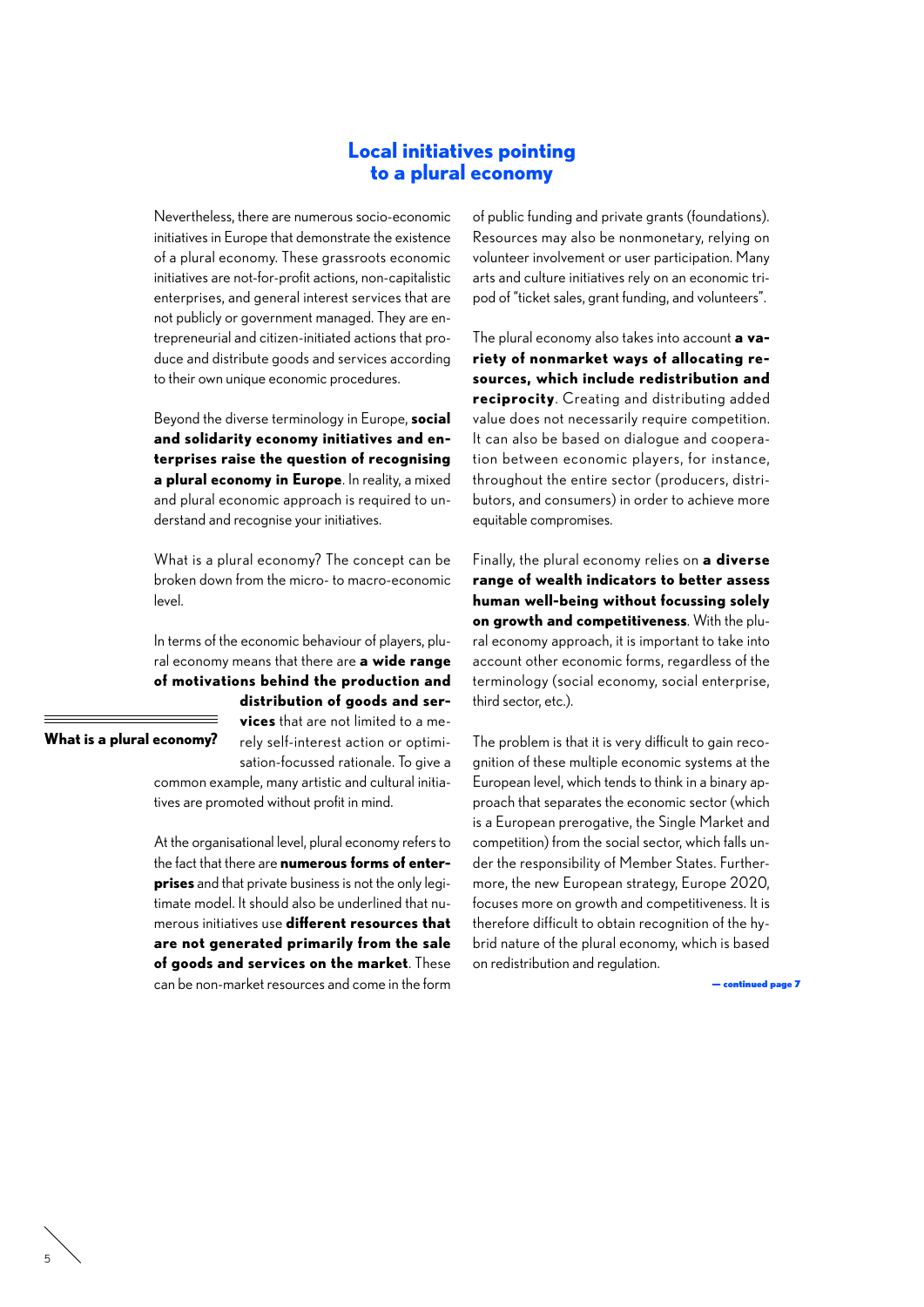# Local initiatives pointing to a plural economy

Nevertheless, there are numerous socio-economic initiatives in Europe that demonstrate the existence of a plural economy. These grassroots economic initiatives are not-for-profit actions, non-capitalistic enterprises, and general interest services that are not publicly or government managed. They are entrepreneurial and citizen-initiated actions that produce and distribute goods and services according to their own unique economic procedures.

Beyond the diverse terminology in Europe, **social and solidarity economy initiatives and enterprises raise the question of recognising a plural economy in Europe**. In reality, a mixed and plural economic approach is required to understand and recognise your initiatives.

## What is a plural economy?

What is a plural economy? The concept can be broken down from the micro- to macro-economic level.

In terms of the economic behaviour of players, plural economy means that there are **a wide range of motivations behind the production and distribution of goods and services** that are not limited to a merely self-interest action or optimisation-focussed rationale. To give a common example, many artistic and cultural initiatives are promoted without profit in mind.

At the organisational level, plural economy refers to the fact that there are **numerous forms of enterprises** and that private business is not the only legitimate model. It should also be underlined that numerous initiatives use **different resources that are not generated primarily from the sale of goods and services on the market**. These can be non-market resources and come in the form of public funding and private grants (foundations). Resources may also be nonmonetary, relying on volunteer involvement or user participation. Many arts and culture initiatives rely on an economic tripod of "ticket sales, grant funding, and volunteers".

The plural economy also takes into account **a variety of nonmarket ways of allocating resources, which include redistribution and reciprocity**. Creating and distributing added value does not necessarily require competition. It can also be based on dialogue and cooperation between economic players, for instance, throughout the entire sector (producers, distributors, and consumers) in order to achieve more equitable compromises.

Finally, the plural economy relies on **a diverse range of wealth indicators to better assess human well-being without focussing solely on growth and competitiveness**. With the plural economy approach, it is important to take into account other economic forms, regardless of the terminology (social economy, social enterprise, third sector, etc.).

The problem is that it is very difficult to gain recognition of these multiple economic systems at the European level, which tends to think in a binary approach that separates the economic sector (which is a European prerogative, the Single Market and competition) from the social sector, which falls under the responsibility of Member States. Furthermore, the new European strategy, Europe 2020, focuses more on growth and competitiveness. It is therefore difficult to obtain recognition of the hybrid nature of the plural economy, which is based on redistribution and regulation.

**— continued page 7**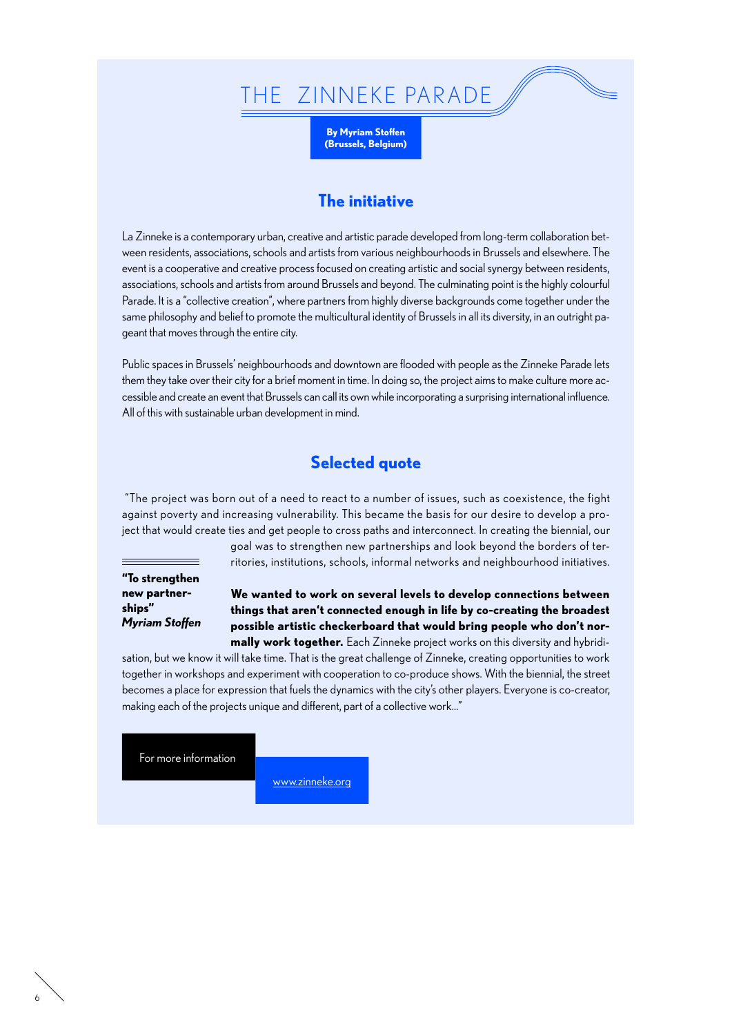# THE ZINNEKE PARADE

**By Myriam Stoffen (Brussels, Belgium)**

## The initiative

La Zinneke is a contemporary urban, creative and artistic parade developed from long-term collaboration between residents, associations, schools and artists from various neighbourhoods in Brussels and elsewhere. The event is a cooperative and creative process focused on creating artistic and social synergy between residents, associations, schools and artists from around Brussels and beyond. The culminating point is the highly colourful Parade. It is a "collective creation", where partners from highly diverse backgrounds come together under the same philosophy and belief to promote the multicultural identity of Brussels in all its diversity, in an outright pageant that moves through the entire city.

Public spaces in Brussels' neighbourhoods and downtown are flooded with people as the Zinneke Parade lets them they take over their city for a brief moment in time. In doing so, the project aims to make culture more accessible and create an event that Brussels can call its own while incorporating a surprising international influence. All of this with sustainable urban development in mind.

## Selected quote

"The project was born out of a need to react to a number of issues, such as coexistence, the fight against poverty and increasing vulnerability. This became the basis for our desire to develop a project that would create ties and get people to cross paths and interconnect. In creating the biennial, our goal was to strengthen new partnerships and look beyond the borders of territories, institutions, schools, informal networks and neighbourhood initiatives.

**"To strengthen new partnerships"**
***Myriam Stoffen***

**We wanted to work on several levels to develop connections between things that aren't connected enough in life by co-creating the broadest possible artistic checkerboard that would bring people who don't normally work together.** Each Zinneke project works on this diversity and hybridisation, but we know it will take time. That is the great challenge of Zinneke, creating opportunities to work together in workshops and experiment with cooperation to co-produce shows. With the biennial, the street becomes a place for expression that fuels the dynamics with the city's other players. Everyone is co-creator, making each of the projects unique and different, part of a collective work..."

For more information

www.zinneke.org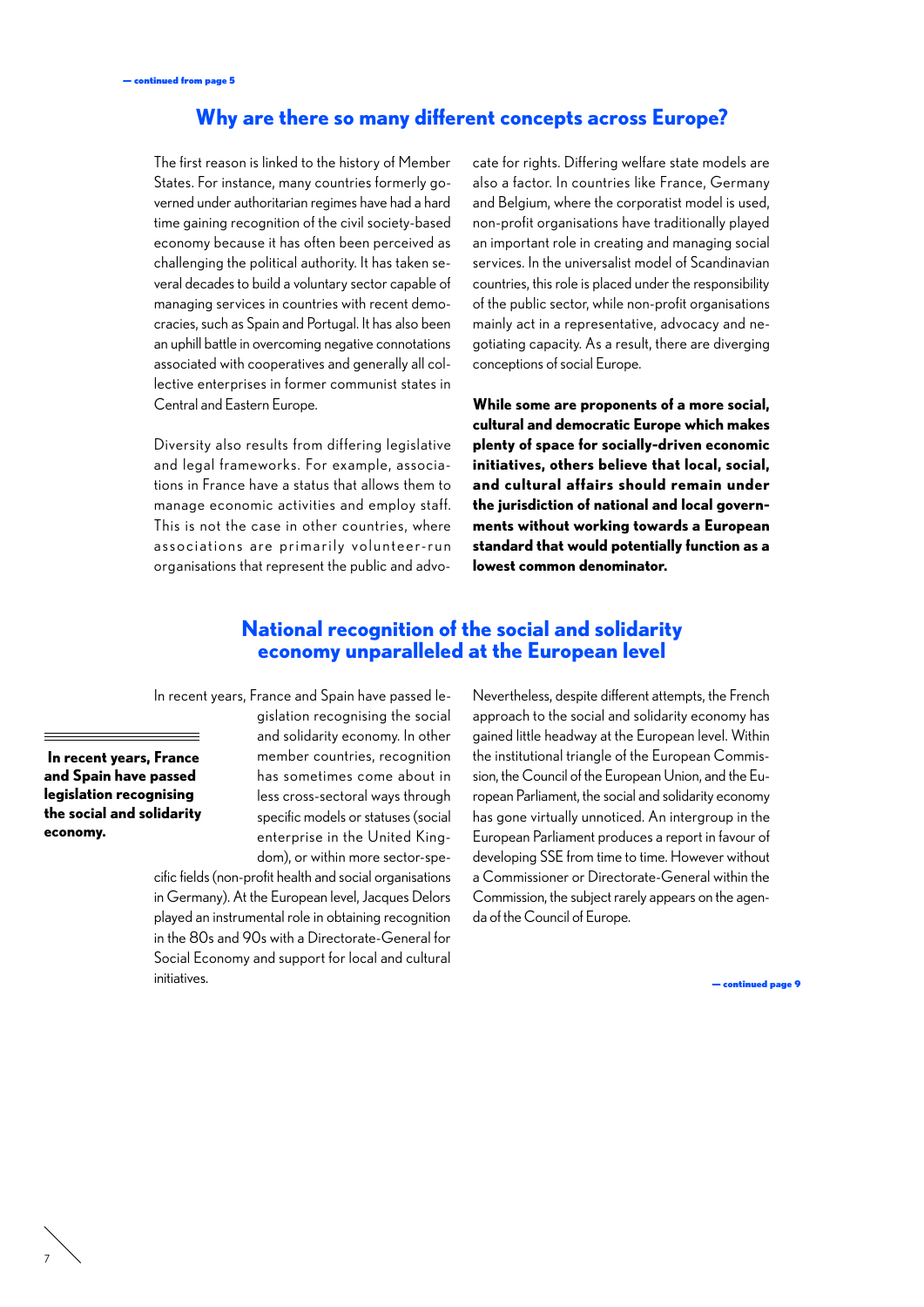— continued from page 5

## Why are there so many different concepts across Europe?

The first reason is linked to the history of Member States. For instance, many countries formerly governed under authoritarian regimes have had a hard time gaining recognition of the civil society-based economy because it has often been perceived as challenging the political authority. It has taken several decades to build a voluntary sector capable of managing services in countries with recent democracies, such as Spain and Portugal. It has also been an uphill battle in overcoming negative connotations associated with cooperatives and generally all collective enterprises in former communist states in Central and Eastern Europe.

Diversity also results from differing legislative and legal frameworks. For example, associations in France have a status that allows them to manage economic activities and employ staff. This is not the case in other countries, where associations are primarily volunteer-run organisations that represent the public and advocate for rights. Differing welfare state models are also a factor. In countries like France, Germany and Belgium, where the corporatist model is used, non-profit organisations have traditionally played an important role in creating and managing social services. In the universalist model of Scandinavian countries, this role is placed under the responsibility of the public sector, while non-profit organisations mainly act in a representative, advocacy and negotiating capacity. As a result, there are diverging conceptions of social Europe.

**While some are proponents of a more social, cultural and democratic Europe which makes plenty of space for socially-driven economic initiatives, others believe that local, social, and cultural affairs should remain under the jurisdiction of national and local governments without working towards a European standard that would potentially function as a lowest common denominator.**

## National recognition of the social and solidarity economy unparalleled at the European level

**In recent years, France and Spain have passed legislation recognising the social and solidarity economy.**

In recent years, France and Spain have passed legislation recognising the social and solidarity economy. In other member countries, recognition has sometimes come about in less cross-sectoral ways through specific models or statuses (social enterprise in the United Kingdom), or within more sector-specific fields (non-profit health and social organisations in Germany). At the European level, Jacques Delors played an instrumental role in obtaining recognition in the 80s and 90s with a Directorate-General for Social Economy and support for local and cultural initiatives.

Nevertheless, despite different attempts, the French approach to the social and solidarity economy has gained little headway at the European level. Within the institutional triangle of the European Commission, the Council of the European Union, and the European Parliament, the social and solidarity economy has gone virtually unnoticed. An intergroup in the European Parliament produces a report in favour of developing SSE from time to time. However without a Commissioner or Directorate-General within the Commission, the subject rarely appears on the agenda of the Council of Europe.

— continued page 9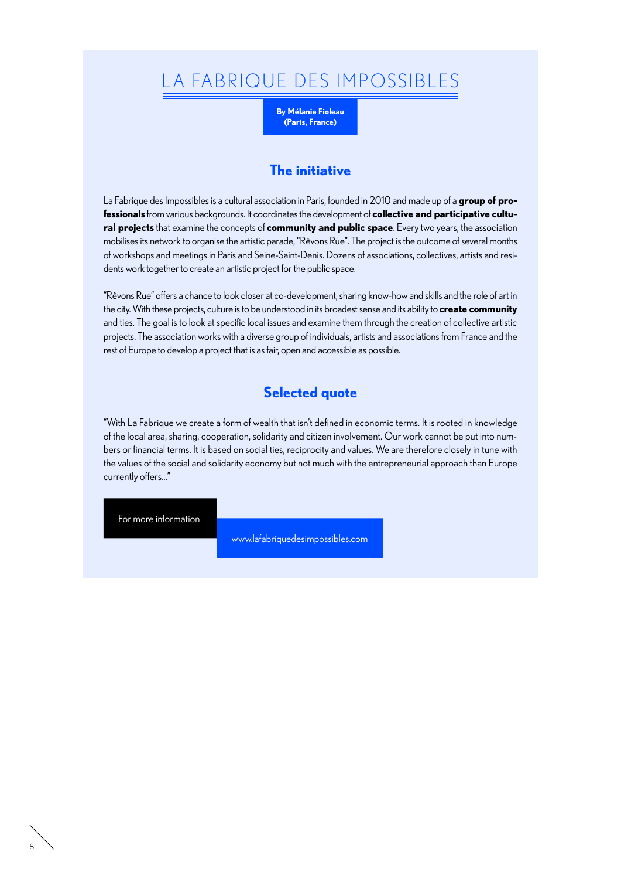# LA FABRIQUE DES IMPOSSIBLES

**By Mélanie Fioleau (Paris, France)**

## The initiative

La Fabrique des Impossibles is a cultural association in Paris, founded in 2010 and made up of a **group of professionals** from various backgrounds. It coordinates the development of **collective and participative cultural projects** that examine the concepts of **community and public space**. Every two years, the association mobilises its network to organise the artistic parade, "Rêvons Rue". The project is the outcome of several months of workshops and meetings in Paris and Seine-Saint-Denis. Dozens of associations, collectives, artists and residents work together to create an artistic project for the public space.

"Rêvons Rue" offers a chance to look closer at co-development, sharing know-how and skills and the role of art in the city. With these projects, culture is to be understood in its broadest sense and its ability to **create community** and ties. The goal is to look at specific local issues and examine them through the creation of collective artistic projects. The association works with a diverse group of individuals, artists and associations from France and the rest of Europe to develop a project that is as fair, open and accessible as possible.

## Selected quote

"With La Fabrique we create a form of wealth that isn't defined in economic terms. It is rooted in knowledge of the local area, sharing, cooperation, solidarity and citizen involvement. Our work cannot be put into numbers or financial terms. It is based on social ties, reciprocity and values. We are therefore closely in tune with the values of the social and solidarity economy but not much with the entrepreneurial approach than Europe currently offers..."

For more information

www.lafabriquedesimpossibles.com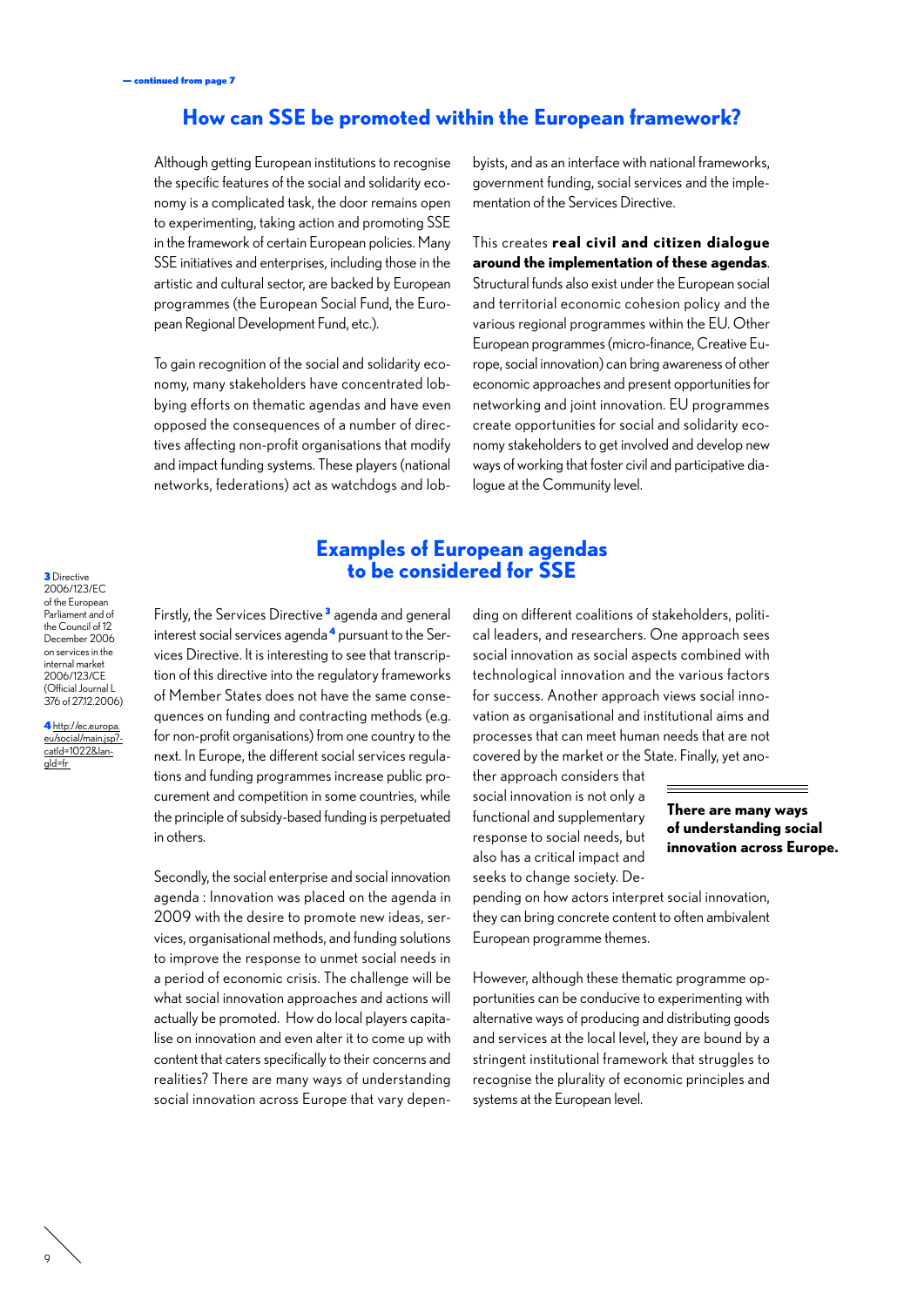— continued from page 7

## How can SSE be promoted within the European framework?

Although getting European institutions to recognise the specific features of the social and solidarity economy is a complicated task, the door remains open to experimenting, taking action and promoting SSE in the framework of certain European policies. Many SSE initiatives and enterprises, including those in the artistic and cultural sector, are backed by European programmes (the European Social Fund, the European Regional Development Fund, etc.).

To gain recognition of the social and solidarity economy, many stakeholders have concentrated lobbying efforts on thematic agendas and have even opposed the consequences of a number of directives affecting non-profit organisations that modify and impact funding systems. These players (national networks, federations) act as watchdogs and lobbyists, and as an interface with national frameworks, government funding, social services and the implementation of the Services Directive.

This creates **real civil and citizen dialogue around the implementation of these agendas**. Structural funds also exist under the European social and territorial economic cohesion policy and the various regional programmes within the EU. Other European programmes (micro-finance, Creative Europe, social innovation) can bring awareness of other economic approaches and present opportunities for networking and joint innovation. EU programmes create opportunities for social and solidarity economy stakeholders to get involved and develop new ways of working that foster civil and participative dialogue at the Community level.

## Examples of European agendas to be considered for SSE

Firstly, the Services Directive[3] agenda and general interest social services agenda[4] pursuant to the Services Directive. It is interesting to see that transcription of this directive into the regulatory frameworks of Member States does not have the same consequences on funding and contracting methods (e.g. for non-profit organisations) from one country to the next. In Europe, the different social services regulations and funding programmes increase public procurement and competition in some countries, while the principle of subsidy-based funding is perpetuated in others.

Secondly, the social enterprise and social innovation agenda : Innovation was placed on the agenda in 2009 with the desire to promote new ideas, services, organisational methods, and funding solutions to improve the response to unmet social needs in a period of economic crisis. The challenge will be what social innovation approaches and actions will actually be promoted. How do local players capitalise on innovation and even alter it to come up with content that caters specifically to their concerns and realities? There are many ways of understanding social innovation across Europe that vary depending on different coalitions of stakeholders, political leaders, and researchers. One approach sees social innovation as social aspects combined with technological innovation and the various factors for success. Another approach views social innovation as organisational and institutional aims and processes that can meet human needs that are not covered by the market or the State. Finally, yet another approach considers that social innovation is not only a functional and supplementary response to social needs, but also has a critical impact and seeks to change society. Depending on how actors interpret social innovation, they can bring concrete content to often ambivalent European programme themes.

**There are many ways of understanding social innovation across Europe.**

However, although these thematic programme opportunities can be conducive to experimenting with alternative ways of producing and distributing goods and services at the local level, they are bound by a stringent institutional framework that struggles to recognise the plurality of economic principles and systems at the European level.

[3] Directive 2006/123/EC of the European Parliament and of the Council of 12 December 2006 on services in the internal market 2006/123/CE (Official Journal L 376 of 27.12.2006)

[4] http://ec.europa.eu/social/main.jsp?catId=1022&langId=fr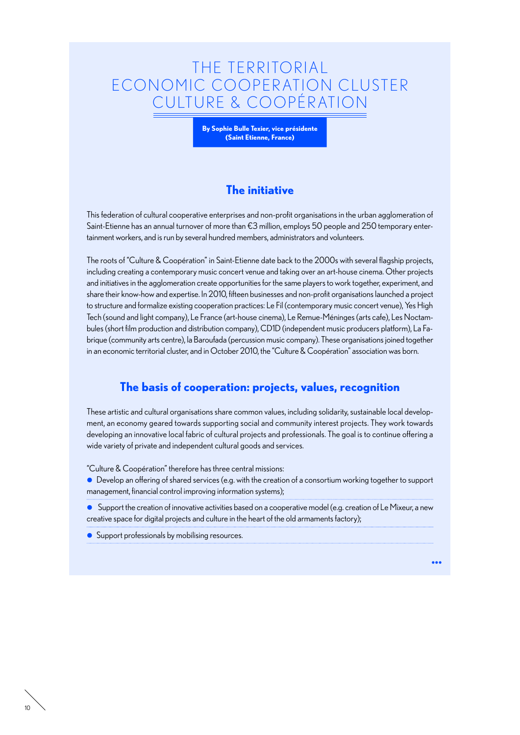# THE TERRITORIAL ECONOMIC COOPERATION CLUSTER CULTURE & COOPÉRATION

**By Sophie Bulle Texier, vice présidente (Saint Etienne, France)**

## The initiative

This federation of cultural cooperative enterprises and non-profit organisations in the urban agglomeration of Saint-Etienne has an annual turnover of more than €3 million, employs 50 people and 250 temporary entertainment workers, and is run by several hundred members, administrators and volunteers.

The roots of "Culture & Coopération" in Saint-Etienne date back to the 2000s with several flagship projects, including creating a contemporary music concert venue and taking over an art-house cinema. Other projects and initiatives in the agglomeration create opportunities for the same players to work together, experiment, and share their know-how and expertise. In 2010, fifteen businesses and non-profit organisations launched a project to structure and formalize existing cooperation practices: Le Fil (contemporary music concert venue), Yes High Tech (sound and light company), Le France (art-house cinema), Le Remue-Méninges (arts cafe), Les Noctambules (short film production and distribution company), CD1D (independent music producers platform), La Fabrique (community arts centre), la Baroufada (percussion music company). These organisations joined together in an economic territorial cluster, and in October 2010, the "Culture & Coopération" association was born.

## The basis of cooperation: projects, values, recognition

These artistic and cultural organisations share common values, including solidarity, sustainable local development, an economy geared towards supporting social and community interest projects. They work towards developing an innovative local fabric of cultural projects and professionals. The goal is to continue offering a wide variety of private and independent cultural goods and services.

"Culture & Coopération" therefore has three central missions:

- Develop an offering of shared services (e.g. with the creation of a consortium working together to support management, financial control improving information systems);
- Support the creation of innovative activities based on a cooperative model (e.g. creation of Le Mixeur, a new creative space for digital projects and culture in the heart of the old armaments factory);
- Support professionals by mobilising resources.

•••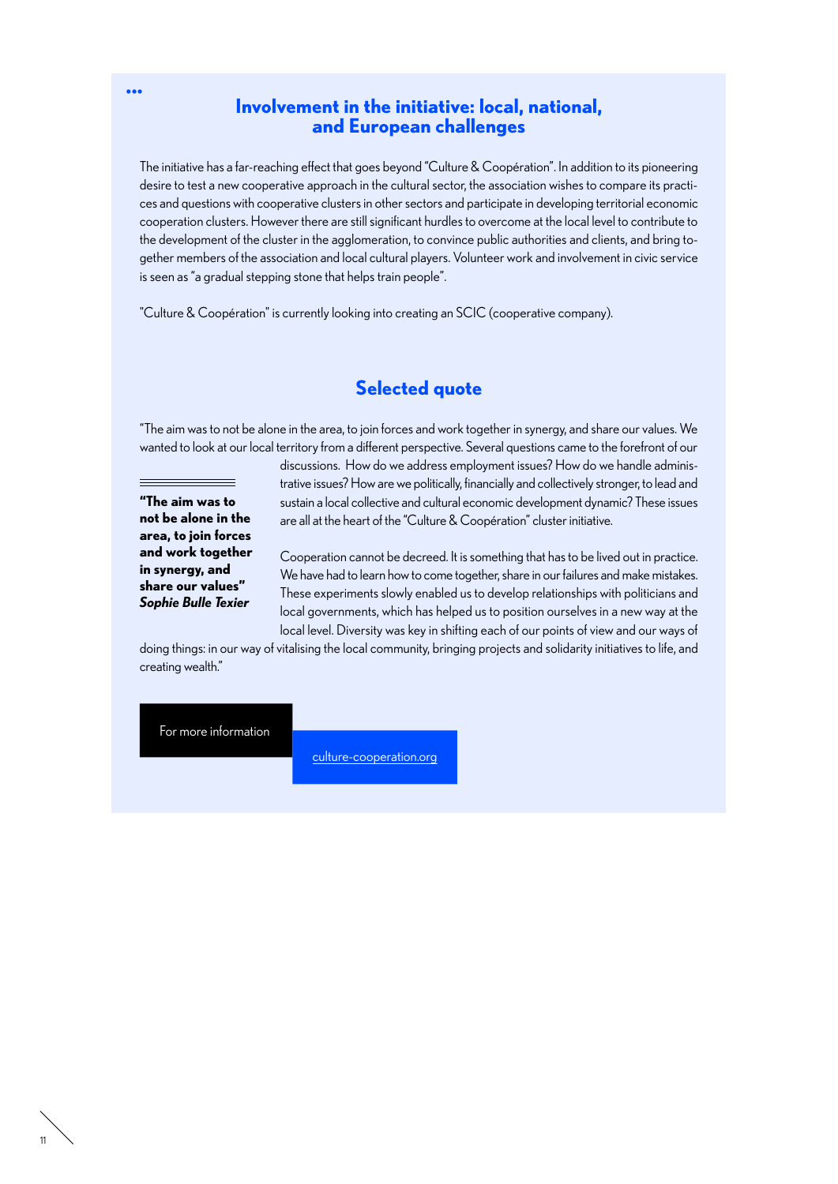## Involvement in the initiative: local, national, and European challenges

The initiative has a far-reaching effect that goes beyond "Culture & Coopération". In addition to its pioneering desire to test a new cooperative approach in the cultural sector, the association wishes to compare its practices and questions with cooperative clusters in other sectors and participate in developing territorial economic cooperation clusters. However there are still significant hurdles to overcome at the local level to contribute to the development of the cluster in the agglomeration, to convince public authorities and clients, and bring together members of the association and local cultural players. Volunteer work and involvement in civic service is seen as "a gradual stepping stone that helps train people".

"Culture & Coopération" is currently looking into creating an SCIC (cooperative company).

## Selected quote

"The aim was to not be alone in the area, to join forces and work together in synergy, and share our values. We wanted to look at our local territory from a different perspective. Several questions came to the forefront of our discussions. How do we address employment issues? How do we handle administrative issues? How are we politically, financially and collectively stronger, to lead and sustain a local collective and cultural economic development dynamic? These issues are all at the heart of the "Culture & Coopération" cluster initiative.

**"The aim was to not be alone in the area, to join forces and work together in synergy, and share our values"**
***Sophie Bulle Texier***

Cooperation cannot be decreed. It is something that has to be lived out in practice. We have had to learn how to come together, share in our failures and make mistakes. These experiments slowly enabled us to develop relationships with politicians and local governments, which has helped us to position ourselves in a new way at the local level. Diversity was key in shifting each of our points of view and our ways of doing things: in our way of vitalising the local community, bringing projects and solidarity initiatives to life, and creating wealth."

For more information

culture-cooperation.org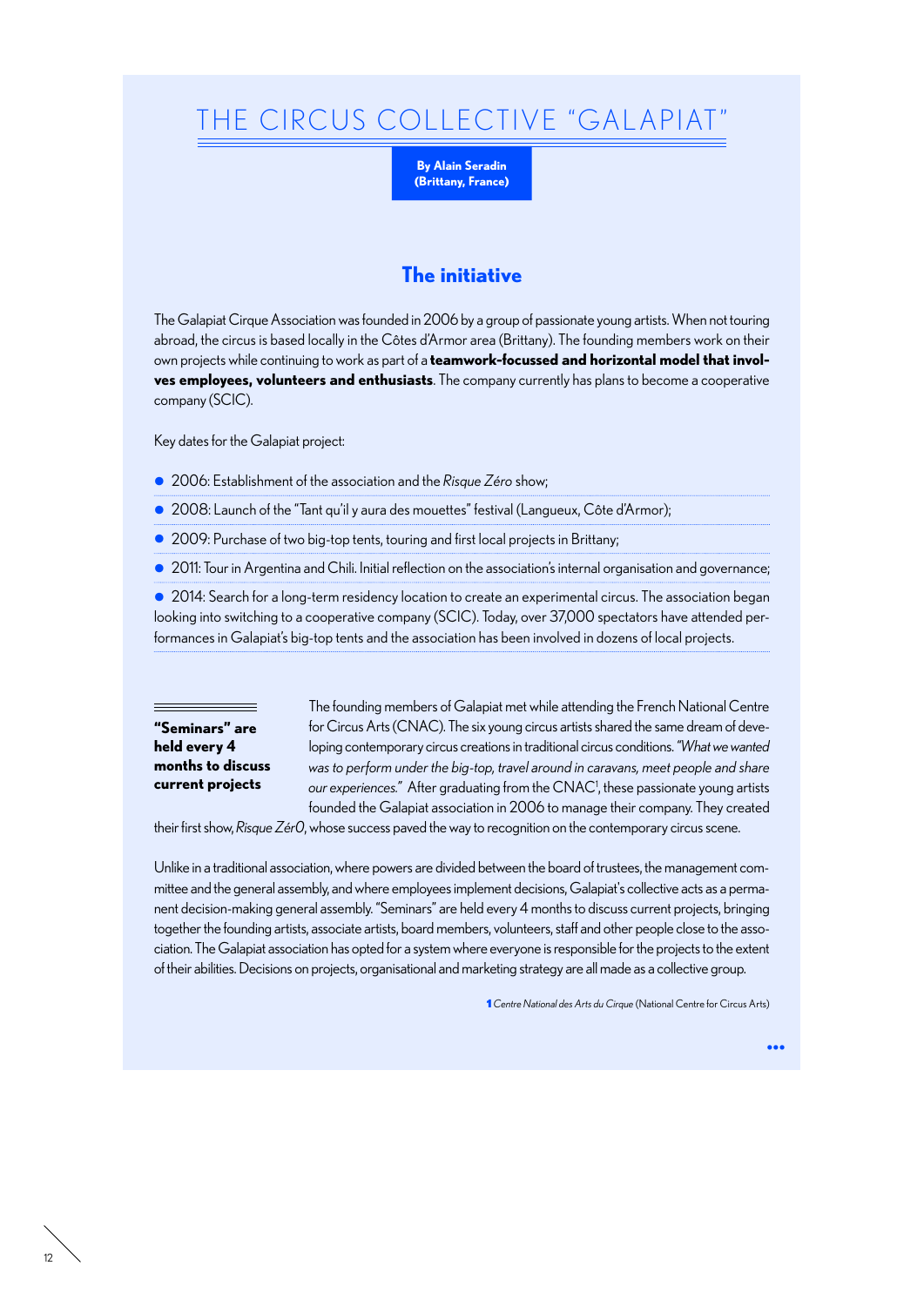# THE CIRCUS COLLECTIVE "GALAPIAT"

**By Alain Seradin (Brittany, France)**

## The initiative

The Galapiat Cirque Association was founded in 2006 by a group of passionate young artists. When not touring abroad, the circus is based locally in the Côtes d'Armor area (Brittany). The founding members work on their own projects while continuing to work as part of a **teamwork-focussed and horizontal model that involves employees, volunteers and enthusiasts**. The company currently has plans to become a cooperative company (SCIC).

Key dates for the Galapiat project:

- 2006: Establishment of the association and the *Risque Zéro* show;
- 2008: Launch of the "Tant qu'il y aura des mouettes" festival (Langueux, Côte d'Armor);
- 2009: Purchase of two big-top tents, touring and first local projects in Brittany;
- 2011: Tour in Argentina and Chili. Initial reflection on the association's internal organisation and governance;
- 2014: Search for a long-term residency location to create an experimental circus. The association began looking into switching to a cooperative company (SCIC). Today, over 37,000 spectators have attended performances in Galapiat's big-top tents and the association has been involved in dozens of local projects.

**"Seminars" are held every 4 months to discuss current projects**

The founding members of Galapiat met while attending the French National Centre for Circus Arts (CNAC). The six young circus artists shared the same dream of developing contemporary circus creations in traditional circus conditions. *"What we wanted was to perform under the big-top, travel around in caravans, meet people and share our experiences."* After graduating from the CNAC[1], these passionate young artists founded the Galapiat association in 2006 to manage their company. They created their first show, *Risque Zér0*, whose success paved the way to recognition on the contemporary circus scene.

Unlike in a traditional association, where powers are divided between the board of trustees, the management committee and the general assembly, and where employees implement decisions, Galapiat's collective acts as a permanent decision-making general assembly. "Seminars" are held every 4 months to discuss current projects, bringing together the founding artists, associate artists, board members, volunteers, staff and other people close to the association. The Galapiat association has opted for a system where everyone is responsible for the projects to the extent of their abilities. Decisions on projects, organisational and marketing strategy are all made as a collective group.

1 *Centre National des Arts du Cirque* (National Centre for Circus Arts)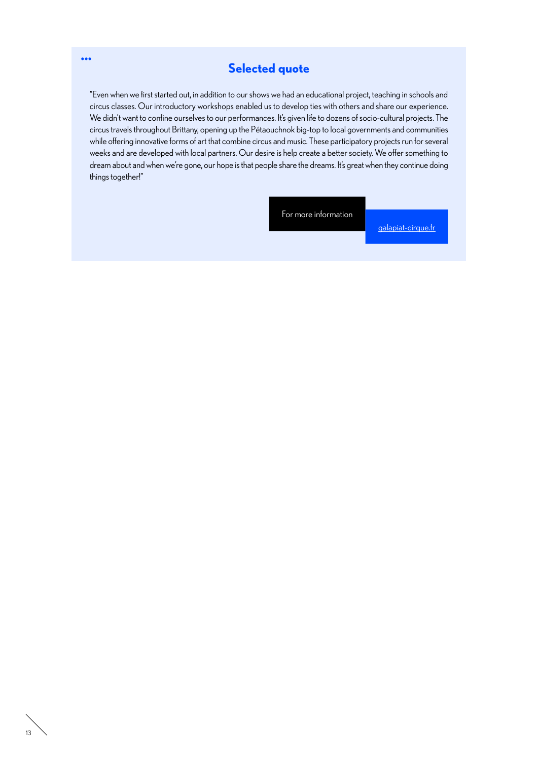## Selected quote

"Even when we first started out, in addition to our shows we had an educational project, teaching in schools and circus classes. Our introductory workshops enabled us to develop ties with others and share our experience. We didn't want to confine ourselves to our performances. It's given life to dozens of socio-cultural projects. The circus travels throughout Brittany, opening up the Pétaouchnok big-top to local governments and communities while offering innovative forms of art that combine circus and music. These participatory projects run for several weeks and are developed with local partners. Our desire is help create a better society. We offer something to dream about and when we're gone, our hope is that people share the dreams. It's great when they continue doing things together!"

For more information

galapiat-cirque.fr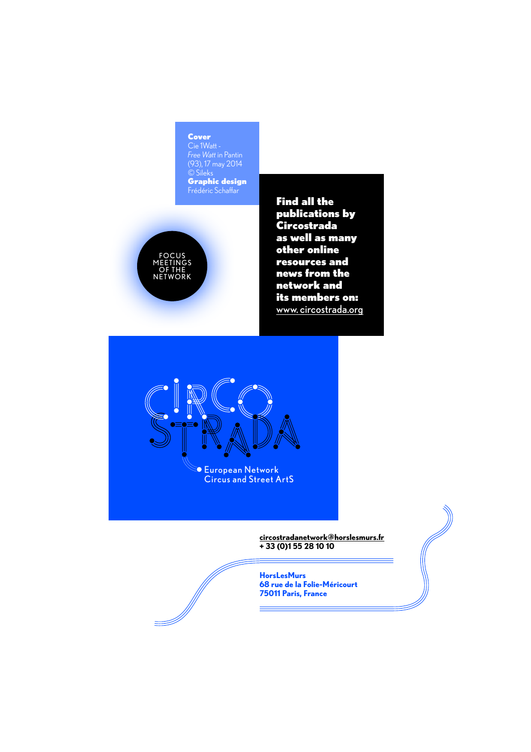**Cover**
Cie 1Watt -
*Free Watt* in Pantin (93), 17 may 2014
© Sileks
**Graphic design**
Frédéric Schaffar

FOCUS MEETINGS OF THE NETWORK

**Find all the publications by Circostrada as well as many other online resources and news from the network and its members on:**
www. circostrada.org

CIRCOSTRADA
European Network
Circus and Street ArtS

**circostradanetwork@horslesmurs.fr**
**+ 33 (0)1 55 28 10 10**

**HorsLesMurs**
**68 rue de la Folie-Méricourt**
**75011 Paris, France**